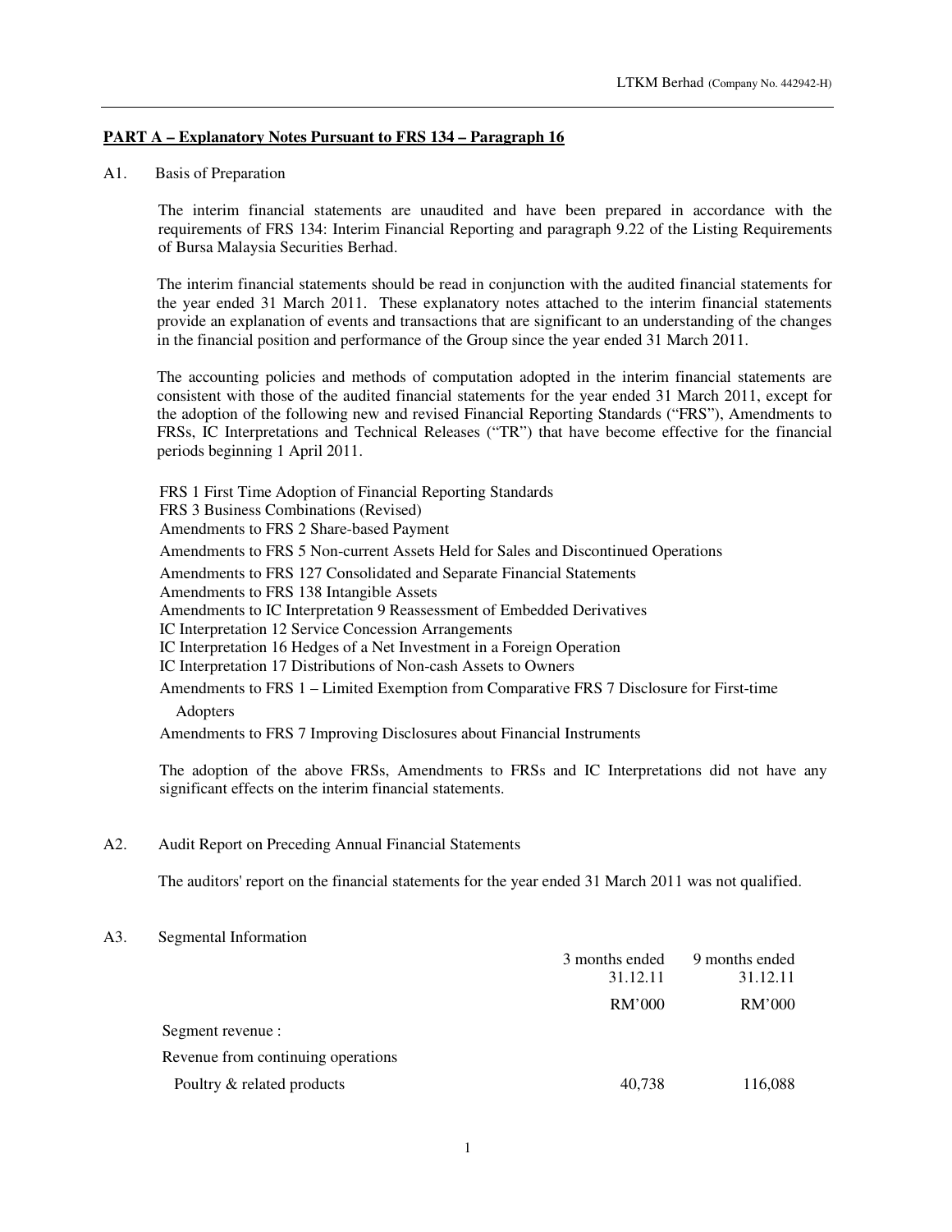## PART A – Explanatory Notes Pursuant to FRS 134 – Paragraph 16

A1. Basis of Preparation

The interim financial statements are unaudited and have been prepared in accordance with the requirements of FRS 134: Interim Financial Reporting and paragraph 9.22 of the Listing Requirements of Bursa Malaysia Securities Berhad.

The interim financial statements should be read in conjunction with the audited financial statements for the year ended 31 March 2011. These explanatory notes attached to the interim financial statements provide an explanation of events and transactions that are significant to an understanding of the changes in the financial position and performance of the Group since the year ended 31 March 2011.

The accounting policies and methods of computation adopted in the interim financial statements are consistent with those of the audited financial statements for the year ended 31 March 2011, except for the adoption of the following new and revised Financial Reporting Standards ("FRS"), Amendments to FRSs, IC Interpretations and Technical Releases ("TR") that have become effective for the financial periods beginning 1 April 2011.

FRS 1 First Time Adoption of Financial Reporting Standards
FRS 3 Business Combinations (Revised)
Amendments to FRS 2 Share-based Payment
Amendments to FRS 5 Non-current Assets Held for Sales and Discontinued Operations
Amendments to FRS 127 Consolidated and Separate Financial Statements
Amendments to FRS 138 Intangible Assets
Amendments to IC Interpretation 9 Reassessment of Embedded Derivatives
IC Interpretation 12 Service Concession Arrangements
IC Interpretation 16 Hedges of a Net Investment in a Foreign Operation
IC Interpretation 17 Distributions of Non-cash Assets to Owners
Amendments to FRS 1 – Limited Exemption from Comparative FRS 7 Disclosure for First-time Adopters
Amendments to FRS 7 Improving Disclosures about Financial Instruments

The adoption of the above FRSs, Amendments to FRSs and IC Interpretations did not have any significant effects on the interim financial statements.

A2. Audit Report on Preceding Annual Financial Statements

The auditors' report on the financial statements for the year ended 31 March 2011 was not qualified.

A3. Segmental Information

| | 3 months ended 31.12.11 | 9 months ended 31.12.11 |
|---|---|---|
| | RM'000 | RM'000 |
| Segment revenue : | | |
| Revenue from continuing operations | | |
| Poultry & related products | 40,738 | 116,088 |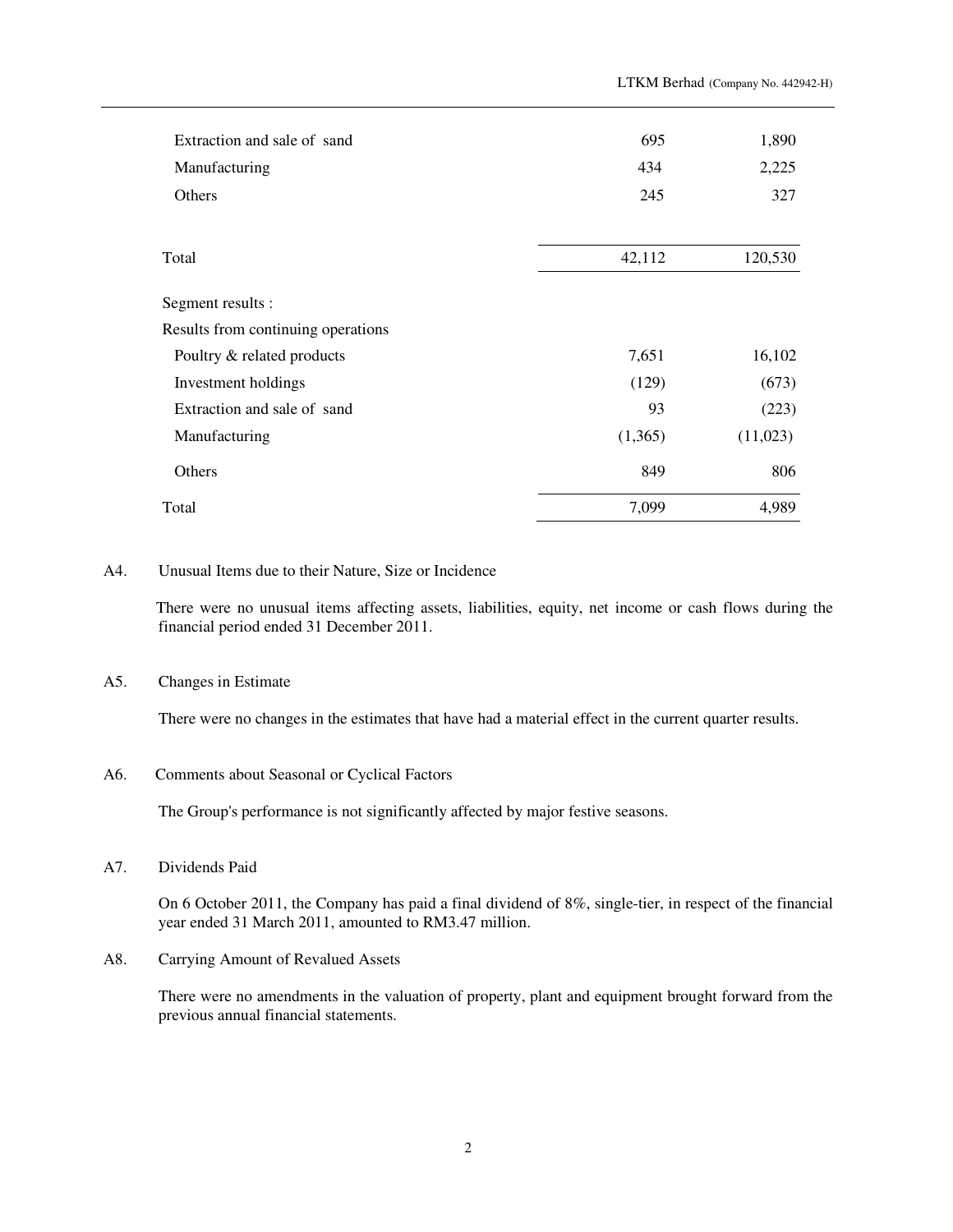| | | |
|---|---|---|
| Extraction and sale of sand | 695 | 1,890 |
| Manufacturing | 434 | 2,225 |
| Others | 245 | 327 |
| Total | 42,112 | 120,530 |
| Segment results : | | |
| Results from continuing operations | | |
| Poultry & related products | 7,651 | 16,102 |
| Investment holdings | (129) | (673) |
| Extraction and sale of sand | 93 | (223) |
| Manufacturing | (1,365) | (11,023) |
| Others | 849 | 806 |
| Total | 7,099 | 4,989 |

A4. Unusual Items due to their Nature, Size or Incidence

There were no unusual items affecting assets, liabilities, equity, net income or cash flows during the financial period ended 31 December 2011.

A5. Changes in Estimate

There were no changes in the estimates that have had a material effect in the current quarter results.

A6. Comments about Seasonal or Cyclical Factors

The Group's performance is not significantly affected by major festive seasons.

A7. Dividends Paid

On 6 October 2011, the Company has paid a final dividend of 8%, single-tier, in respect of the financial year ended 31 March 2011, amounted to RM3.47 million.

A8. Carrying Amount of Revalued Assets

There were no amendments in the valuation of property, plant and equipment brought forward from the previous annual financial statements.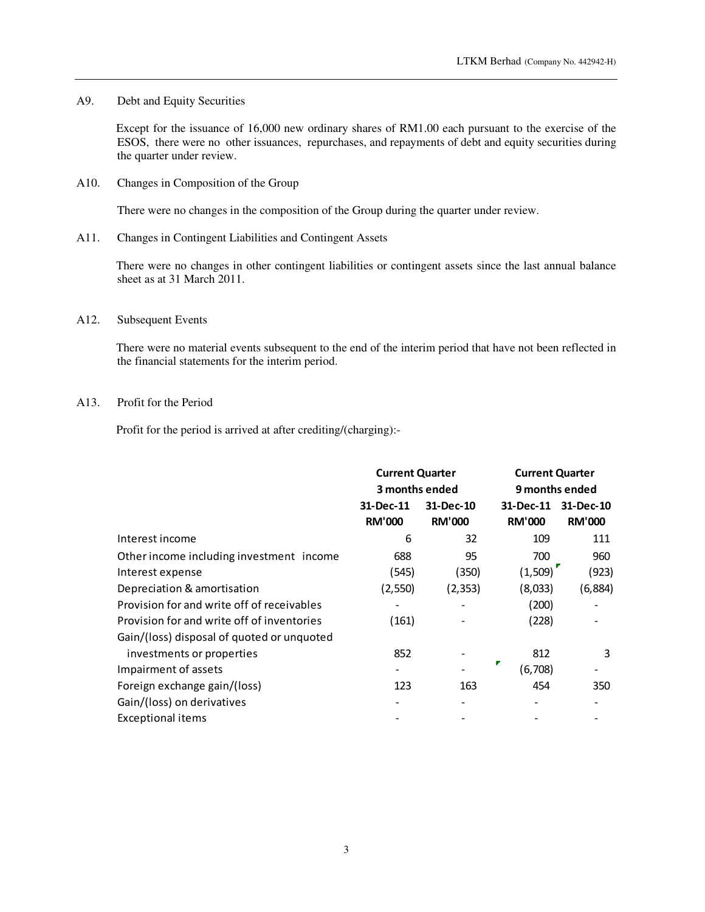## A9. Debt and Equity Securities

Except for the issuance of 16,000 new ordinary shares of RM1.00 each pursuant to the exercise of the ESOS, there were no other issuances, repurchases, and repayments of debt and equity securities during the quarter under review.

## A10. Changes in Composition of the Group

There were no changes in the composition of the Group during the quarter under review.

## A11. Changes in Contingent Liabilities and Contingent Assets

There were no changes in other contingent liabilities or contingent assets since the last annual balance sheet as at 31 March 2011.

## A12. Subsequent Events

There were no material events subsequent to the end of the interim period that have not been reflected in the financial statements for the interim period.

## A13. Profit for the Period

Profit for the period is arrived at after crediting/(charging):-

| | **Current Quarter 3 months ended** | | **Current Quarter 9 months ended** | |
|---|---|---|---|---|
| | **31-Dec-11** | **31-Dec-10** | **31-Dec-11** | **31-Dec-10** |
| | **RM'000** | **RM'000** | **RM'000** | **RM'000** |
| Interest income | 6 | 32 | 109 | 111 |
| Other income including investment income | 688 | 95 | 700 | 960 |
| Interest expense | (545) | (350) | (1,509) | (923) |
| Depreciation & amortisation | (2,550) | (2,353) | (8,033) | (6,884) |
| Provision for and write off of receivables | - | - | (200) | - |
| Provision for and write off of inventories | (161) | - | (228) | - |
| Gain/(loss) disposal of quoted or unquoted investments or properties | 852 | - | 812 | 3 |
| Impairment of assets | - | - | (6,708) | - |
| Foreign exchange gain/(loss) | 123 | 163 | 454 | 350 |
| Gain/(loss) on derivatives | - | - | - | - |
| Exceptional items | - | - | - | - |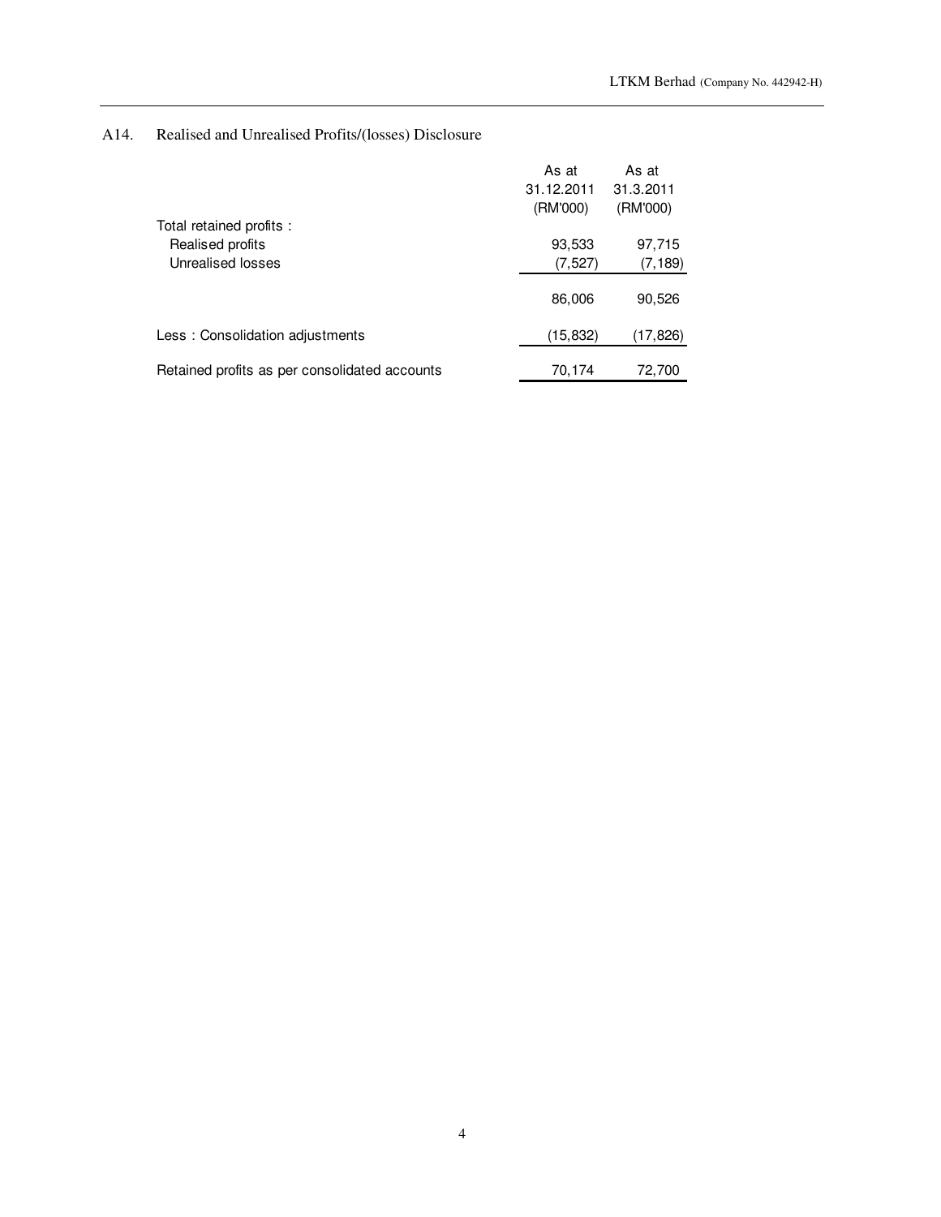## A14. Realised and Unrealised Profits/(losses) Disclosure

| | As at 31.12.2011 (RM'000) | As at 31.3.2011 (RM'000) |
|---|---|---|
| Total retained profits : | | |
| Realised profits | 93,533 | 97,715 |
| Unrealised losses | (7,527) | (7,189) |
| | 86,006 | 90,526 |
| Less : Consolidation adjustments | (15,832) | (17,826) |
| Retained profits as per consolidated accounts | 70,174 | 72,700 |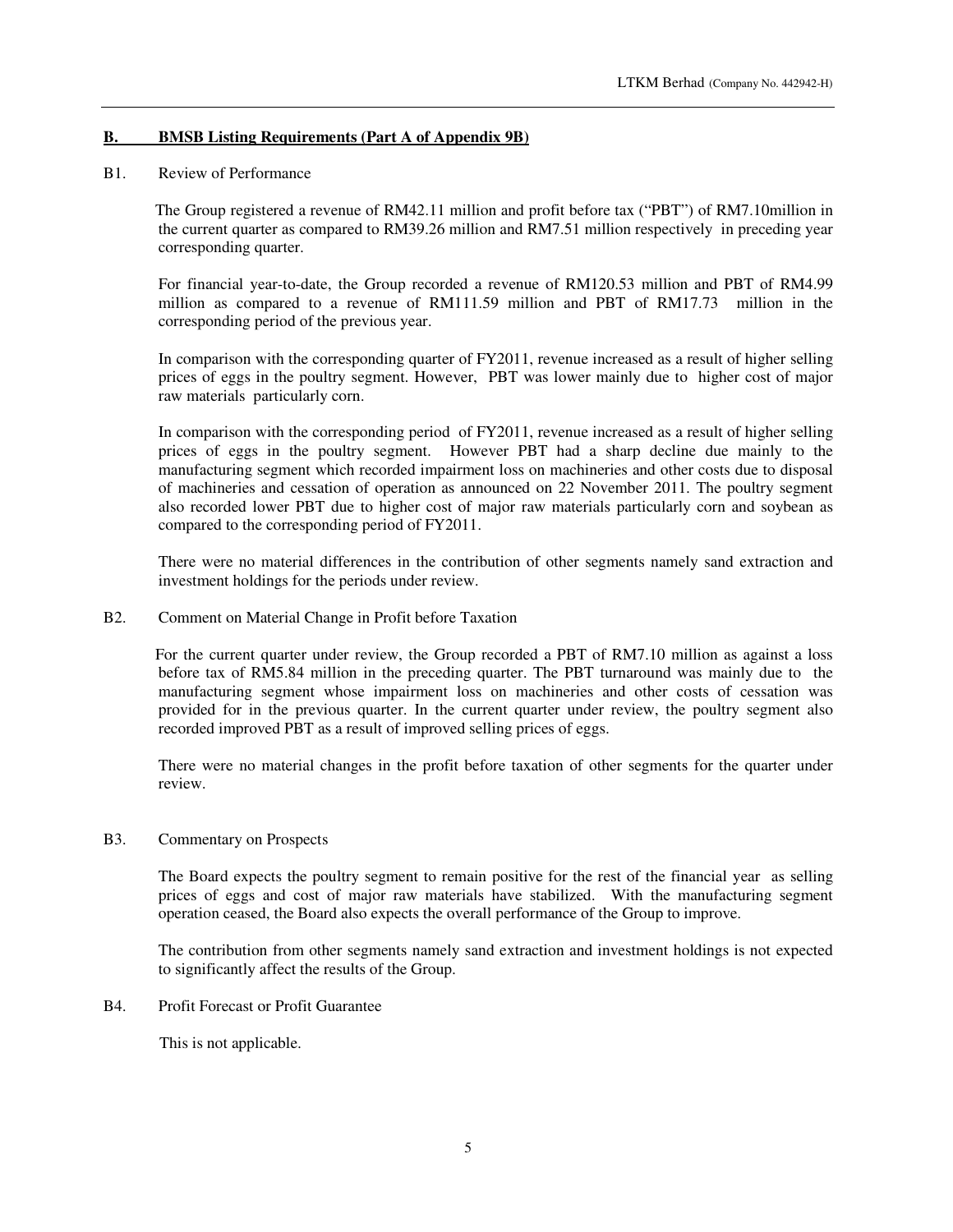## B. BMSB Listing Requirements (Part A of Appendix 9B)

B1. Review of Performance

The Group registered a revenue of RM42.11 million and profit before tax ("PBT") of RM7.10million in the current quarter as compared to RM39.26 million and RM7.51 million respectively in preceding year corresponding quarter.

For financial year-to-date, the Group recorded a revenue of RM120.53 million and PBT of RM4.99 million as compared to a revenue of RM111.59 million and PBT of RM17.73 million in the corresponding period of the previous year.

In comparison with the corresponding quarter of FY2011, revenue increased as a result of higher selling prices of eggs in the poultry segment. However, PBT was lower mainly due to higher cost of major raw materials particularly corn.

In comparison with the corresponding period of FY2011, revenue increased as a result of higher selling prices of eggs in the poultry segment. However PBT had a sharp decline due mainly to the manufacturing segment which recorded impairment loss on machineries and other costs due to disposal of machineries and cessation of operation as announced on 22 November 2011. The poultry segment also recorded lower PBT due to higher cost of major raw materials particularly corn and soybean as compared to the corresponding period of FY2011.

There were no material differences in the contribution of other segments namely sand extraction and investment holdings for the periods under review.

B2. Comment on Material Change in Profit before Taxation

For the current quarter under review, the Group recorded a PBT of RM7.10 million as against a loss before tax of RM5.84 million in the preceding quarter. The PBT turnaround was mainly due to the manufacturing segment whose impairment loss on machineries and other costs of cessation was provided for in the previous quarter. In the current quarter under review, the poultry segment also recorded improved PBT as a result of improved selling prices of eggs.

There were no material changes in the profit before taxation of other segments for the quarter under review.

B3. Commentary on Prospects

The Board expects the poultry segment to remain positive for the rest of the financial year as selling prices of eggs and cost of major raw materials have stabilized. With the manufacturing segment operation ceased, the Board also expects the overall performance of the Group to improve.

The contribution from other segments namely sand extraction and investment holdings is not expected to significantly affect the results of the Group.

B4. Profit Forecast or Profit Guarantee

This is not applicable.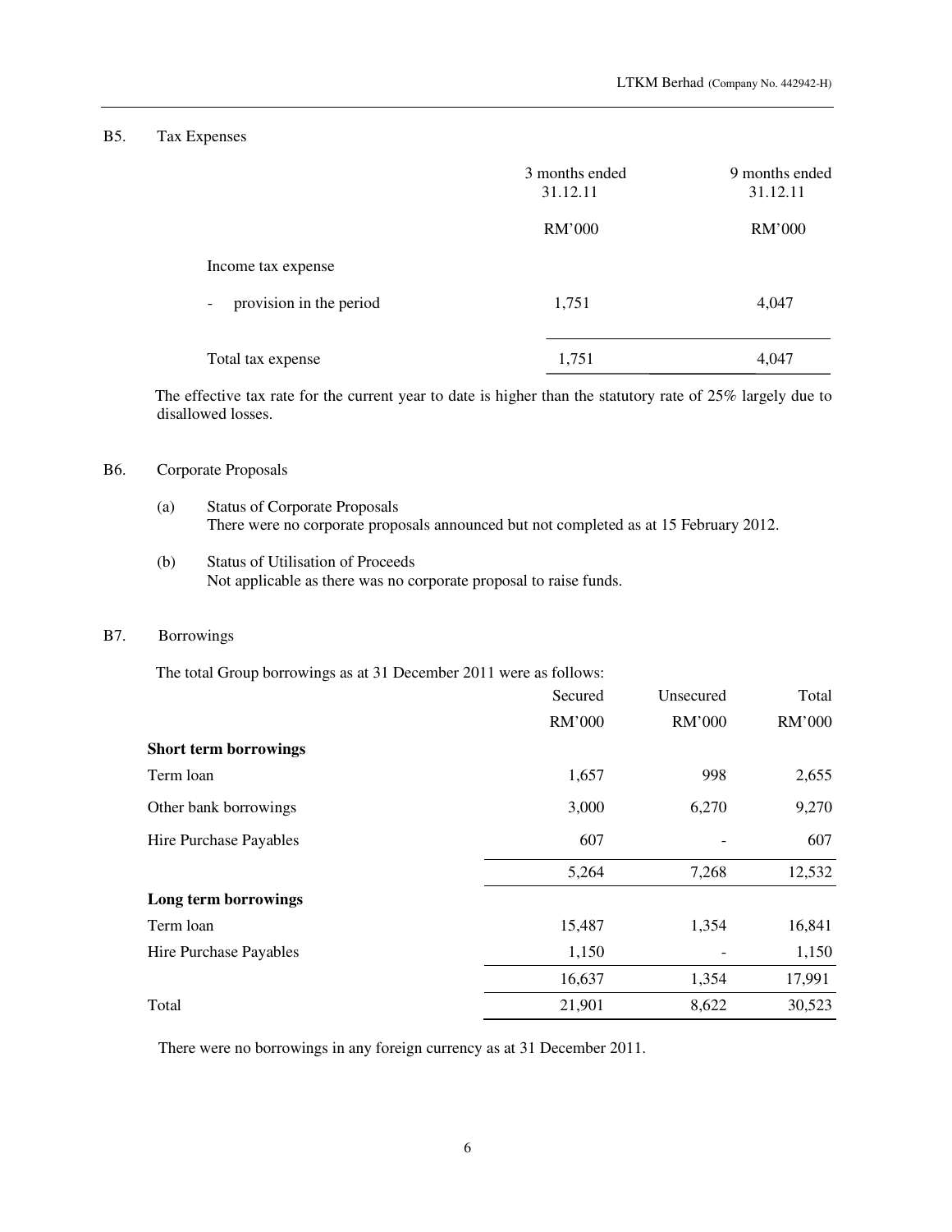## B5. Tax Expenses

| | 3 months ended 31.12.11 | 9 months ended 31.12.11 |
|---|---|---|
| | RM'000 | RM'000 |
| Income tax expense | | |
| - provision in the period | 1,751 | 4,047 |
| Total tax expense | 1,751 | 4,047 |

The effective tax rate for the current year to date is higher than the statutory rate of 25% largely due to disallowed losses.

## B6. Corporate Proposals

(a) Status of Corporate Proposals
There were no corporate proposals announced but not completed as at 15 February 2012.

(b) Status of Utilisation of Proceeds
Not applicable as there was no corporate proposal to raise funds.

## B7. Borrowings

The total Group borrowings as at 31 December 2011 were as follows:

| | Secured | Unsecured | Total |
|---|---|---|---|
| | RM'000 | RM'000 | RM'000 |
| **Short term borrowings** | | | |
| Term loan | 1,657 | 998 | 2,655 |
| Other bank borrowings | 3,000 | 6,270 | 9,270 |
| Hire Purchase Payables | 607 | - | 607 |
| | 5,264 | 7,268 | 12,532 |
| **Long term borrowings** | | | |
| Term loan | 15,487 | 1,354 | 16,841 |
| Hire Purchase Payables | 1,150 | - | 1,150 |
| | 16,637 | 1,354 | 17,991 |
| Total | 21,901 | 8,622 | 30,523 |

There were no borrowings in any foreign currency as at 31 December 2011.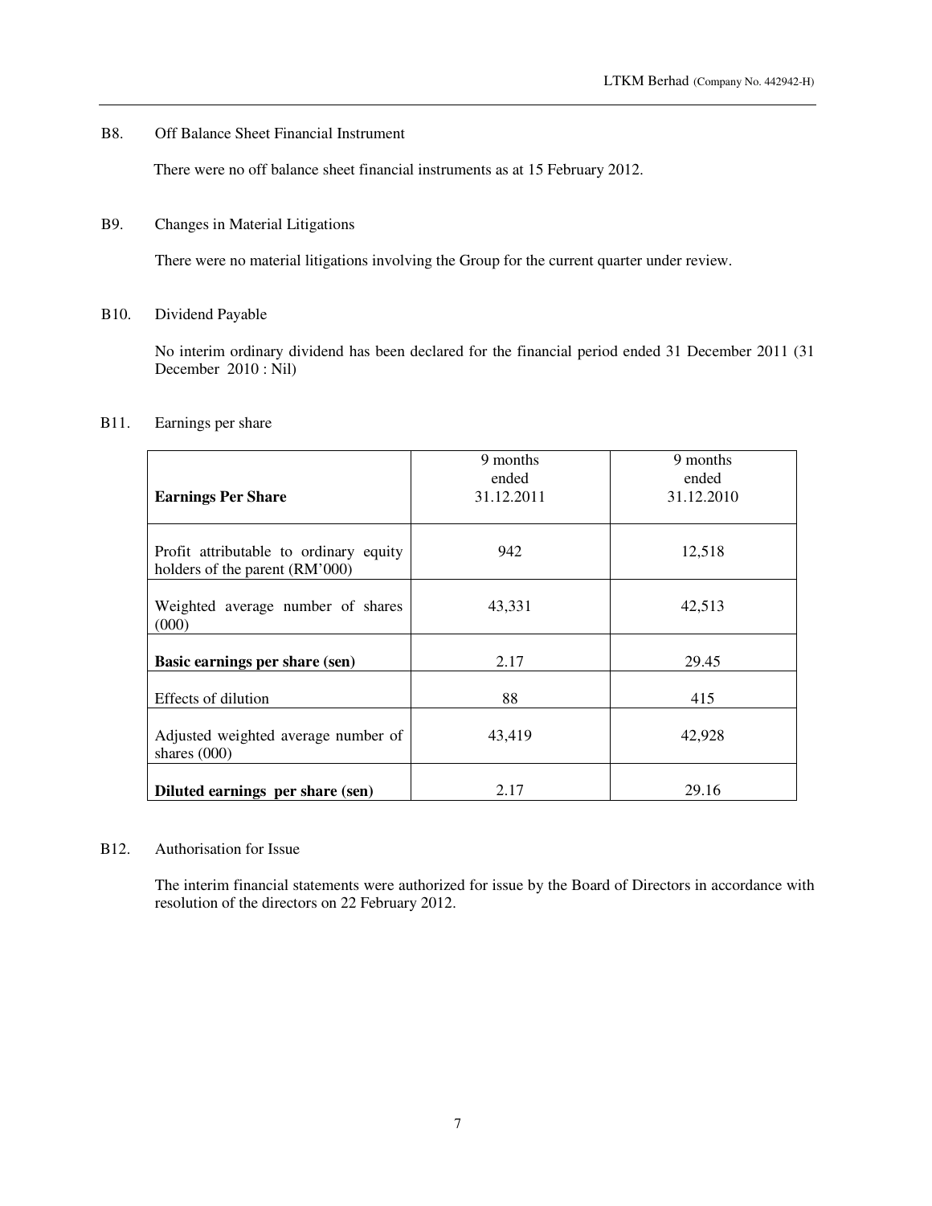## B8. Off Balance Sheet Financial Instrument

There were no off balance sheet financial instruments as at 15 February 2012.

## B9. Changes in Material Litigations

There were no material litigations involving the Group for the current quarter under review.

## B10. Dividend Payable

No interim ordinary dividend has been declared for the financial period ended 31 December 2011 (31 December 2010 : Nil)

## B11. Earnings per share

| **Earnings Per Share** | 9 months ended 31.12.2011 | 9 months ended 31.12.2010 |
|---|---|---|
| Profit attributable to ordinary equity holders of the parent (RM'000) | 942 | 12,518 |
| Weighted average number of shares (000) | 43,331 | 42,513 |
| **Basic earnings per share (sen)** | 2.17 | 29.45 |
| Effects of dilution | 88 | 415 |
| Adjusted weighted average number of shares (000) | 43,419 | 42,928 |
| **Diluted earnings per share (sen)** | 2.17 | 29.16 |

## B12. Authorisation for Issue

The interim financial statements were authorized for issue by the Board of Directors in accordance with resolution of the directors on 22 February 2012.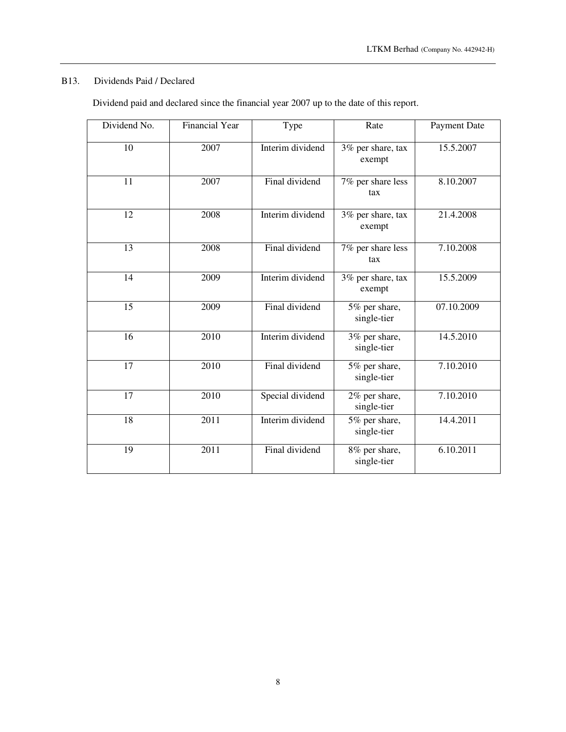B13. Dividends Paid / Declared

Dividend paid and declared since the financial year 2007 up to the date of this report.

| Dividend No. | Financial Year | Type | Rate | Payment Date |
|---|---|---|---|---|
| 10 | 2007 | Interim dividend | 3% per share, tax exempt | 15.5.2007 |
| 11 | 2007 | Final dividend | 7% per share less tax | 8.10.2007 |
| 12 | 2008 | Interim dividend | 3% per share, tax exempt | 21.4.2008 |
| 13 | 2008 | Final dividend | 7% per share less tax | 7.10.2008 |
| 14 | 2009 | Interim dividend | 3% per share, tax exempt | 15.5.2009 |
| 15 | 2009 | Final dividend | 5% per share, single-tier | 07.10.2009 |
| 16 | 2010 | Interim dividend | 3% per share, single-tier | 14.5.2010 |
| 17 | 2010 | Final dividend | 5% per share, single-tier | 7.10.2010 |
| 17 | 2010 | Special dividend | 2% per share, single-tier | 7.10.2010 |
| 18 | 2011 | Interim dividend | 5% per share, single-tier | 14.4.2011 |
| 19 | 2011 | Final dividend | 8% per share, single-tier | 6.10.2011 |